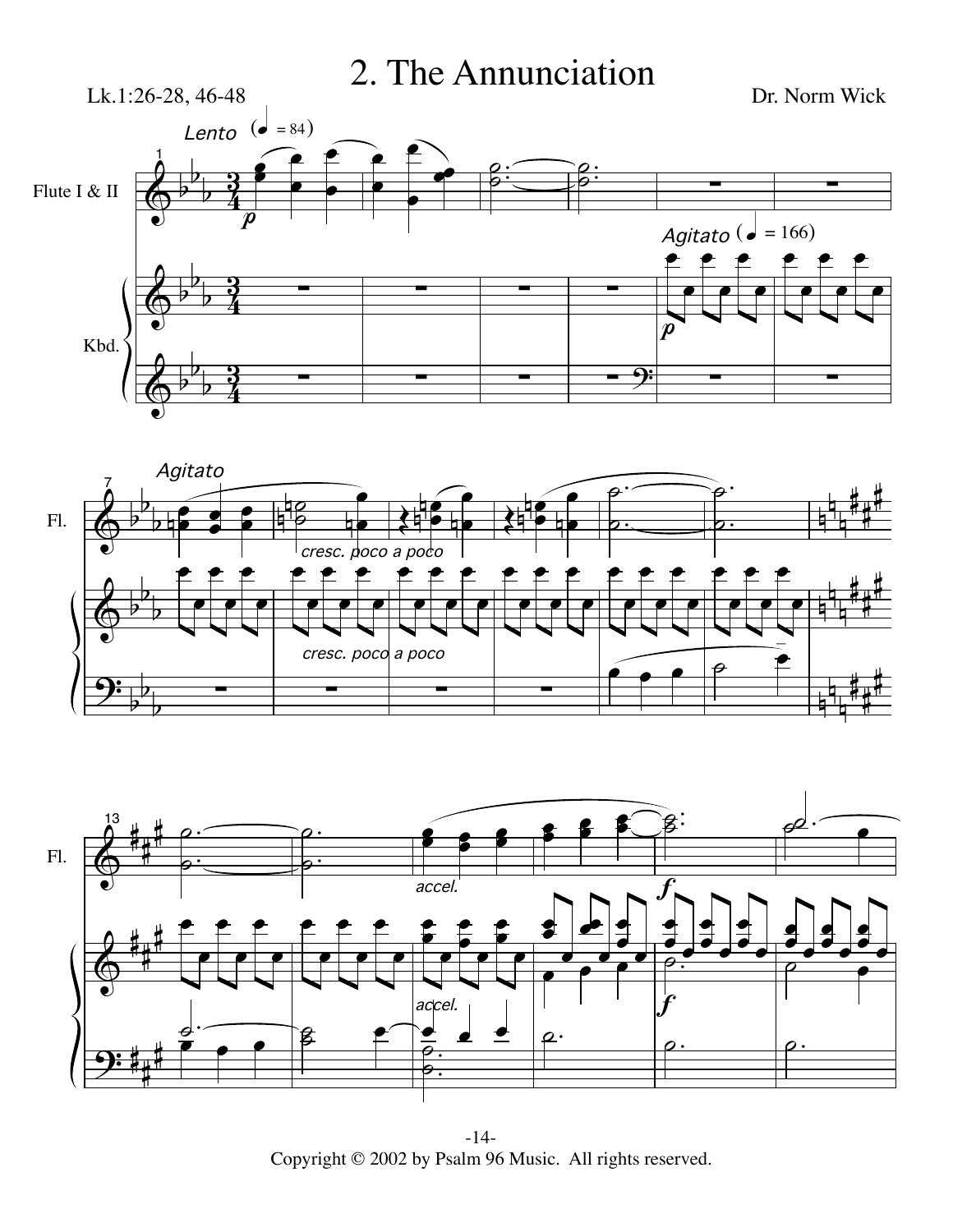# 2. The Annunciation

Lk.1:26-28, 46-48

Dr. Norm Wick

Copyright © 2002 by Psalm 96 Music. All rights reserved.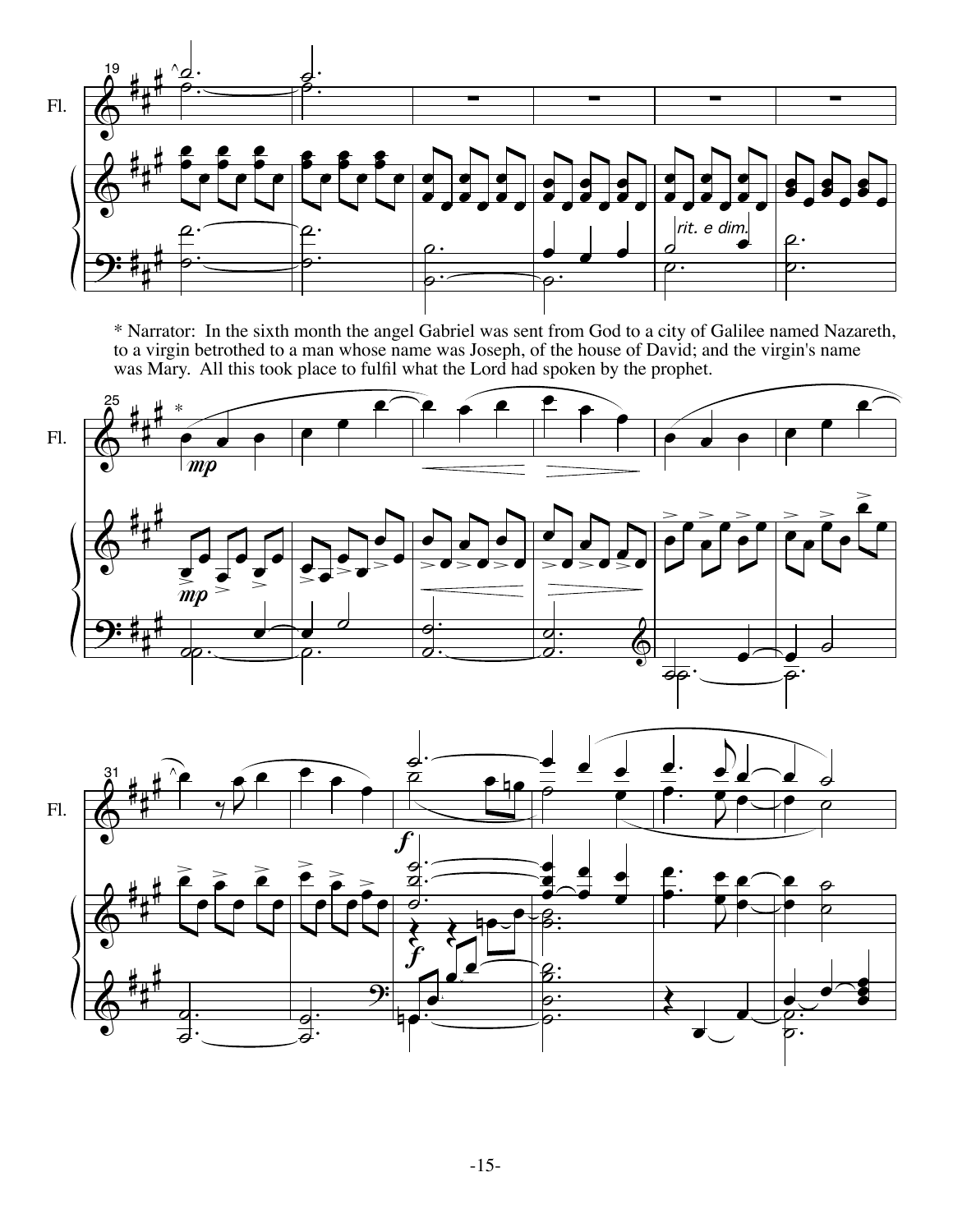* Narrator: In the sixth month the angel Gabriel was sent from God to a city of Galilee named Nazareth, to a virgin betrothed to a man whose name was Joseph, of the house of David; and the virgin's name was Mary. All this took place to fulfil what the Lord had spoken by the prophet.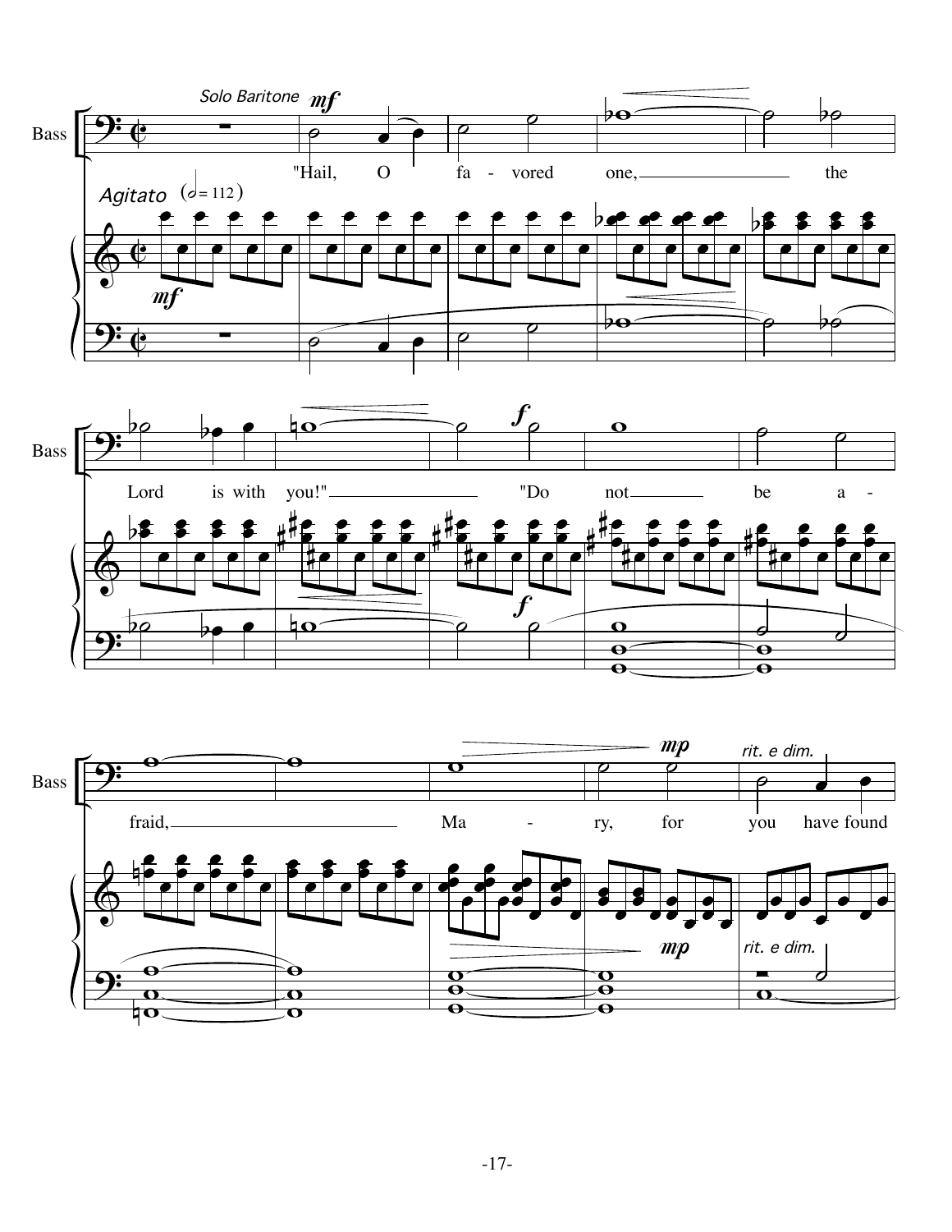Bass

*Solo Baritone* *mf*

*Agitato* (𝅗𝅥 = 112)

"Hail, O fa - vored one, the Lord is with you!" "Do not be a - fraid, Ma - ry, for you have found

*mf* *f* *mp* *rit. e dim.*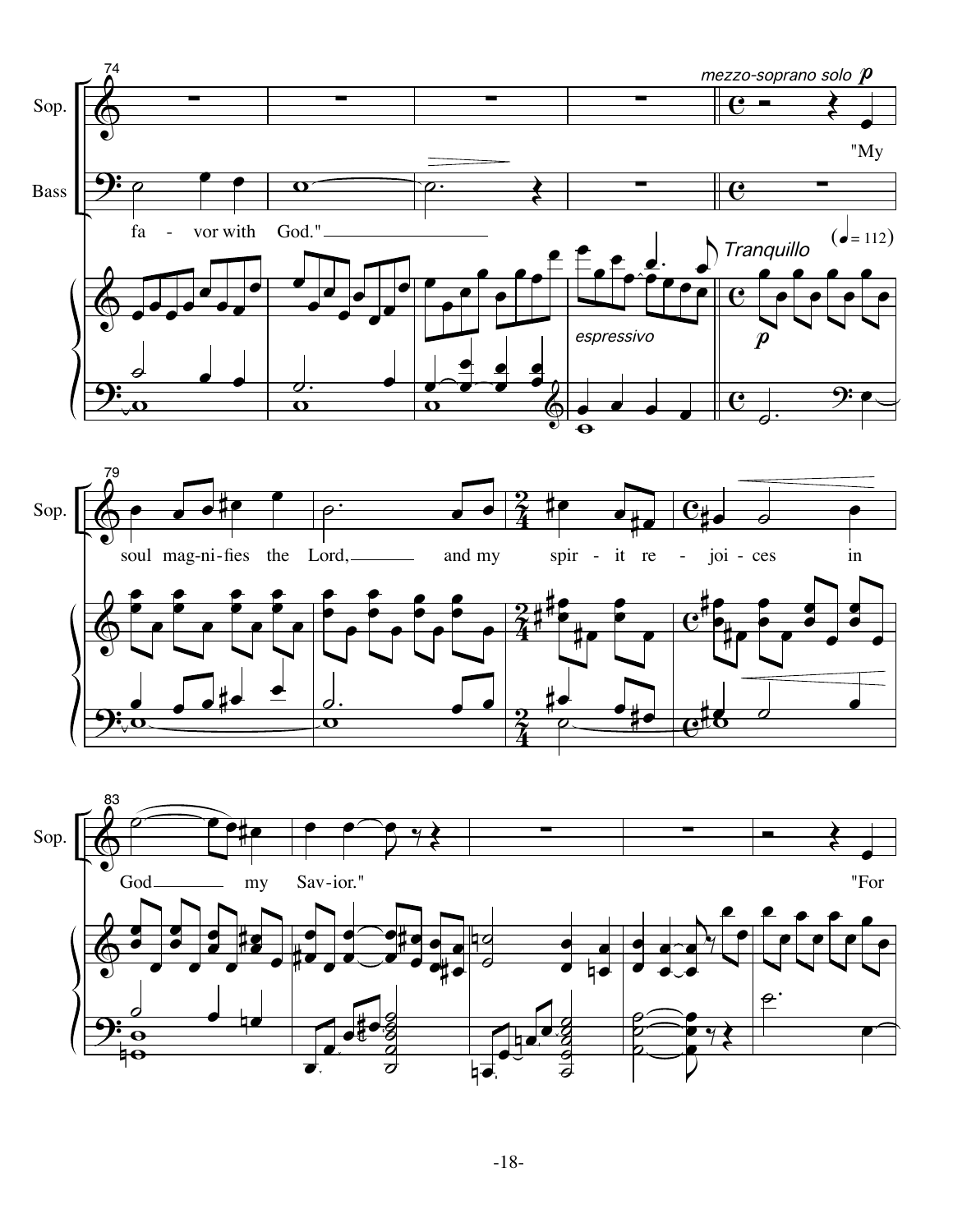74

Sop.

*mezzo-soprano solo* **p**

"My

Bass

fa - vor with God."

(♩= 112)

*Tranquillo*

*espressivo*

**p**

79

Sop.

soul mag-ni-fies the Lord, and my spir - it re - joi - ces in

83

Sop.

God my Sav-ior." "For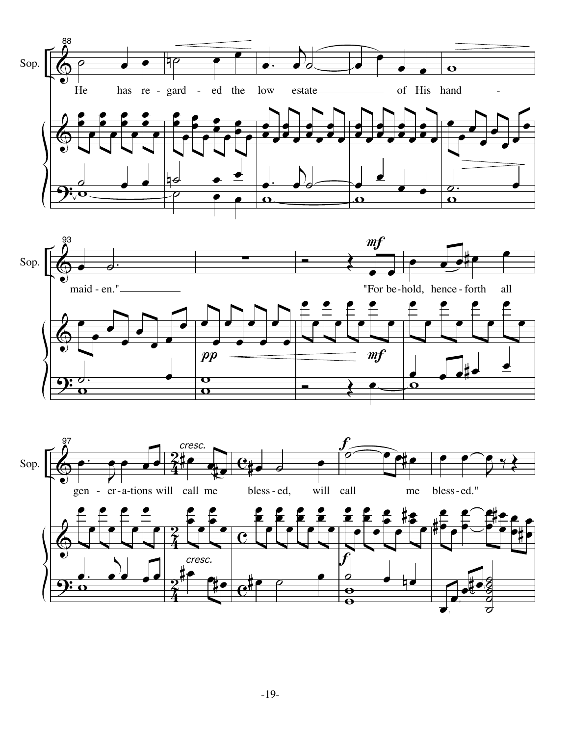Sop.

He has re - gard - ed the low estate of His hand - maid - en."

"For be-hold, hence-forth all gen - er-a-tions will call me bless-ed, will call me bless-ed."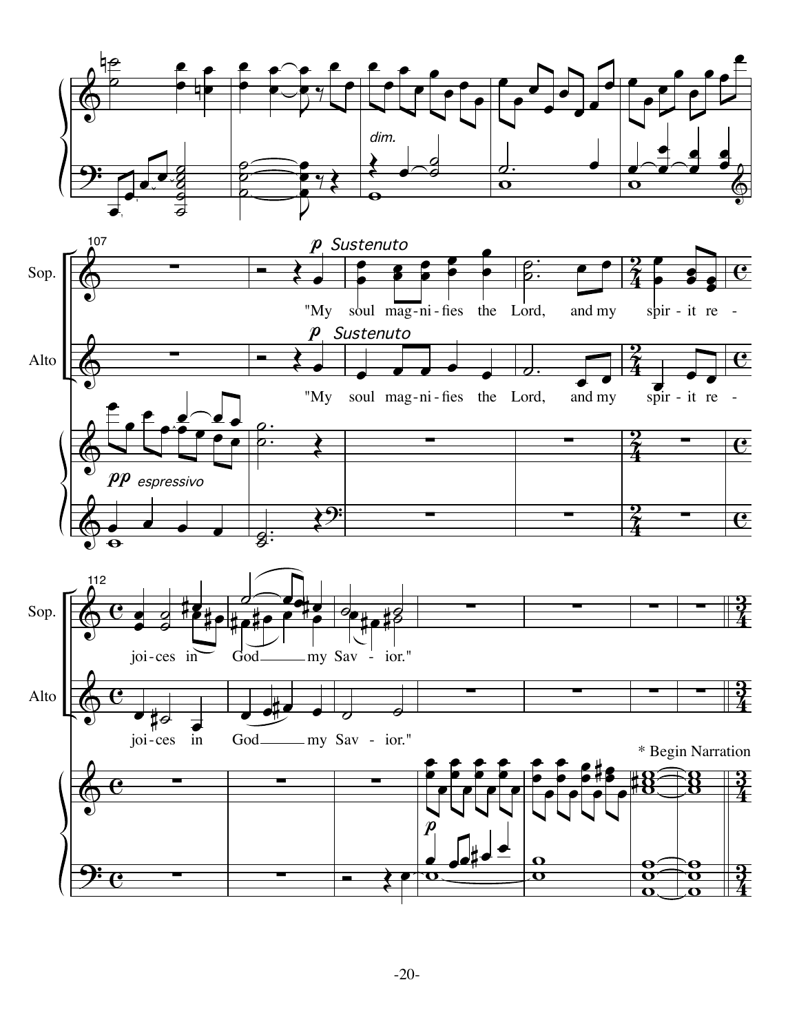107

Sop.

*p* *Sustenuto*

"My soul mag-ni-fies the Lord, and my spir-it re-

Alto

*p* *Sustenuto*

"My soul mag-ni-fies the Lord, and my spir-it re-

*pp* *espressivo*

112

Sop.

joi-ces in God my Sav - ior."

Alto

joi-ces in God my Sav - ior."

\* Begin Narration

*p*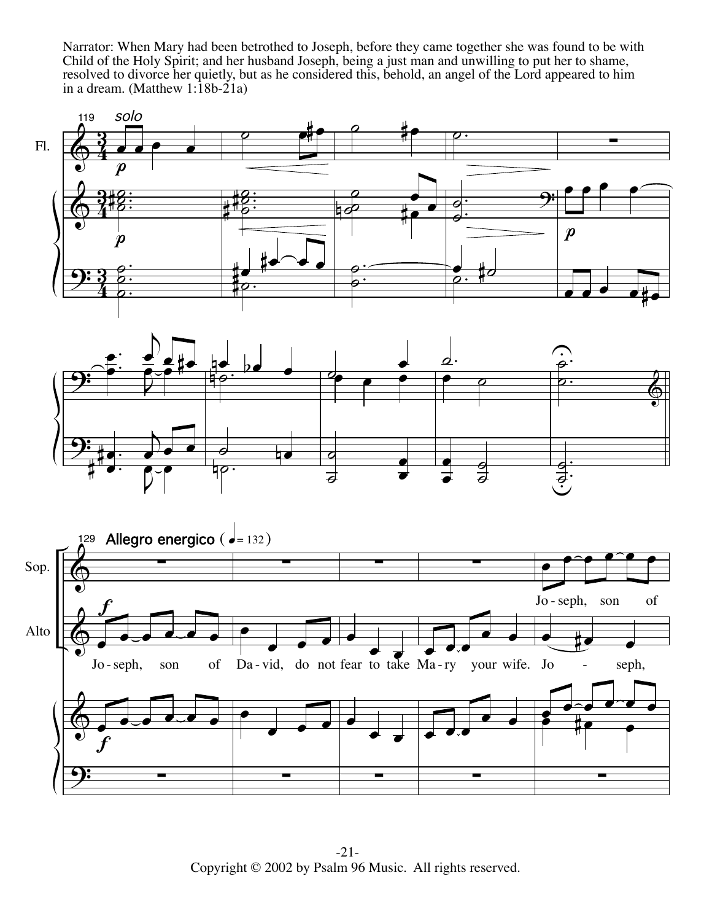Narrator: When Mary had been betrothed to Joseph, before they came together she was found to be with Child of the Holy Spirit; and her husband Joseph, being a just man and unwilling to put her to shame, resolved to divorce her quietly, but as he considered this, behold, an angel of the Lord appeared to him in a dream. (Matthew 1:18b-21a)

Copyright © 2002 by Psalm 96 Music. All rights reserved.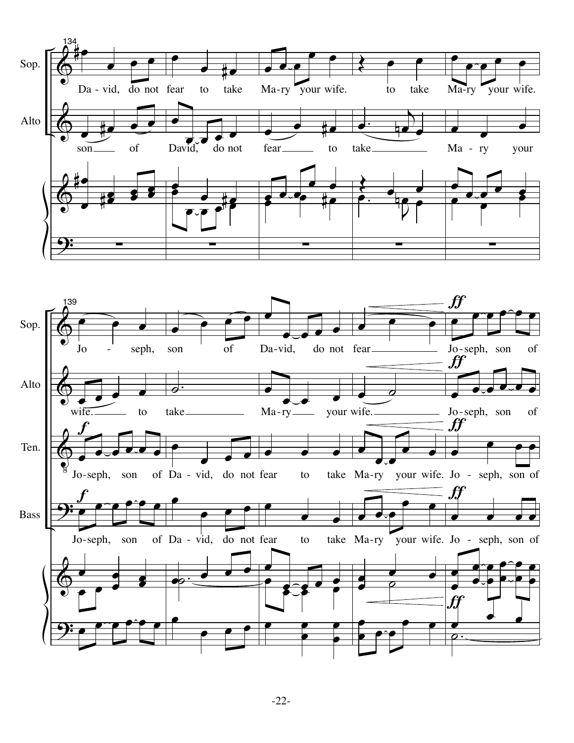134

Sop.: Da - vid, do not fear to take Ma-ry your wife. to take Ma-ry your wife.

Alto: son of David, do not fear to take Ma - ry your

139

Sop.: Jo - seph, son of Da-vid, do not fear Jo-seph, son of

Alto: wife. to take Ma-ry your wife. Jo-seph, son of

Ten.: Jo-seph, son of Da - vid, do not fear to take Ma-ry your wife. Jo - seph, son of

Bass: Jo-seph, son of Da - vid, do not fear to take Ma-ry your wife. Jo - seph, son of

*f* *ff*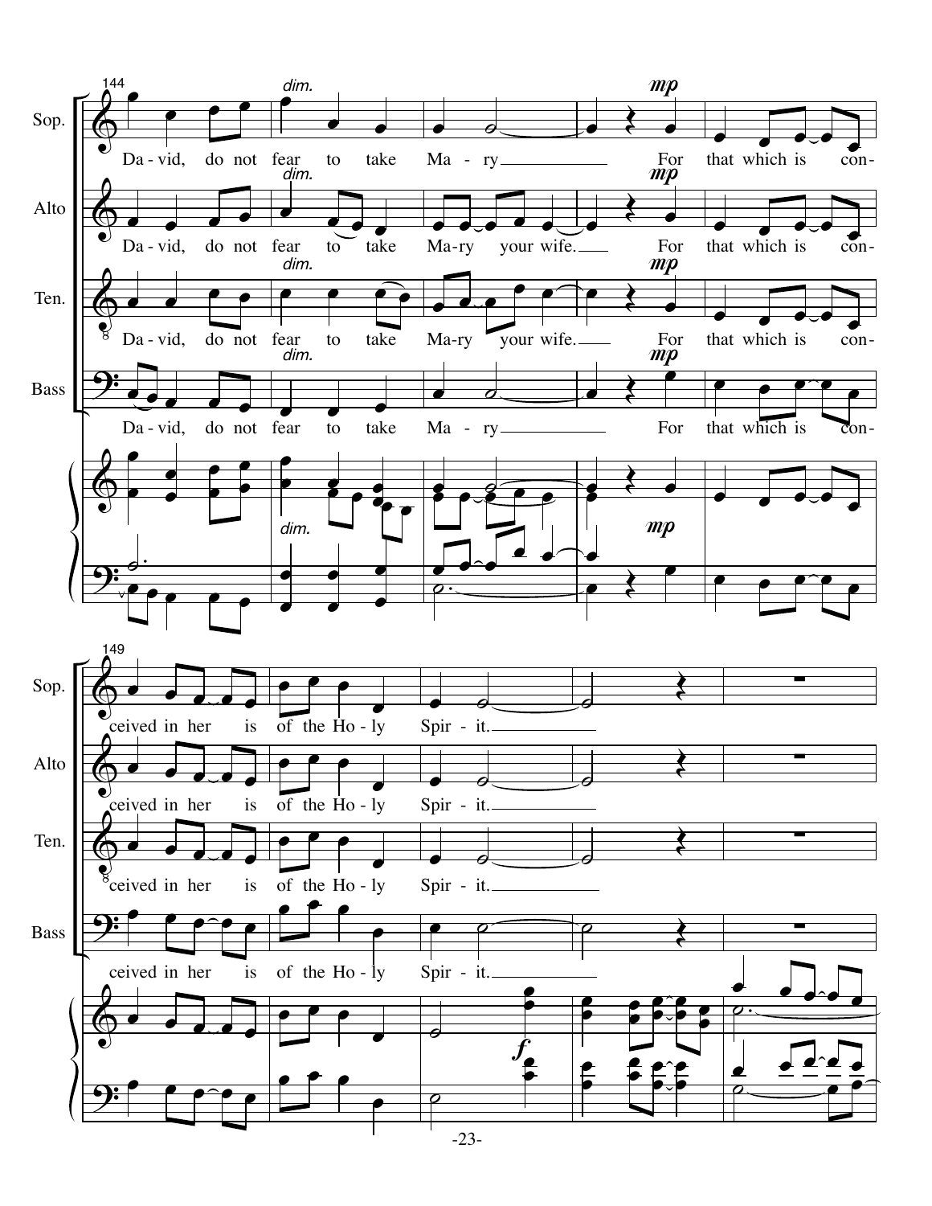144

Sop.: Da - vid, do not fear to take Ma - ry For that which is con-

Alto: Da - vid, do not fear to take Ma-ry your wife. For that which is con-

Ten.: Da - vid, do not fear to take Ma-ry your wife. For that which is con-

Bass: Da - vid, do not fear to take Ma - ry For that which is con-

*dim.* *mp*

149

Sop.: ceived in her is of the Ho - ly Spir - it.

Alto: ceived in her is of the Ho - ly Spir - it.

Ten.: ceived in her is of the Ho - ly Spir - it.

Bass: ceived in her is of the Ho - ly Spir - it.

*f*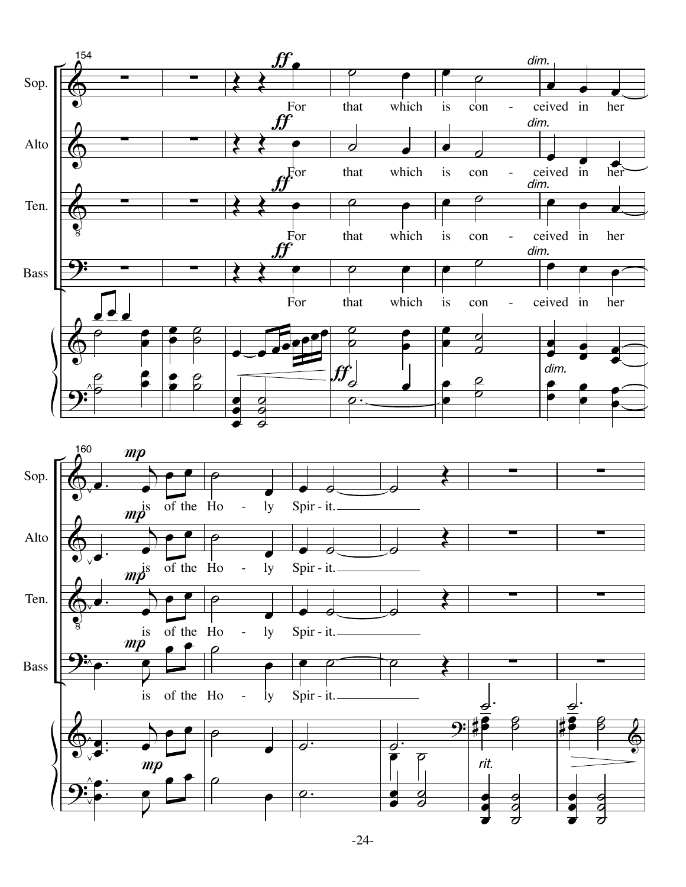For that which is conceived in her is of the Holy Spirit.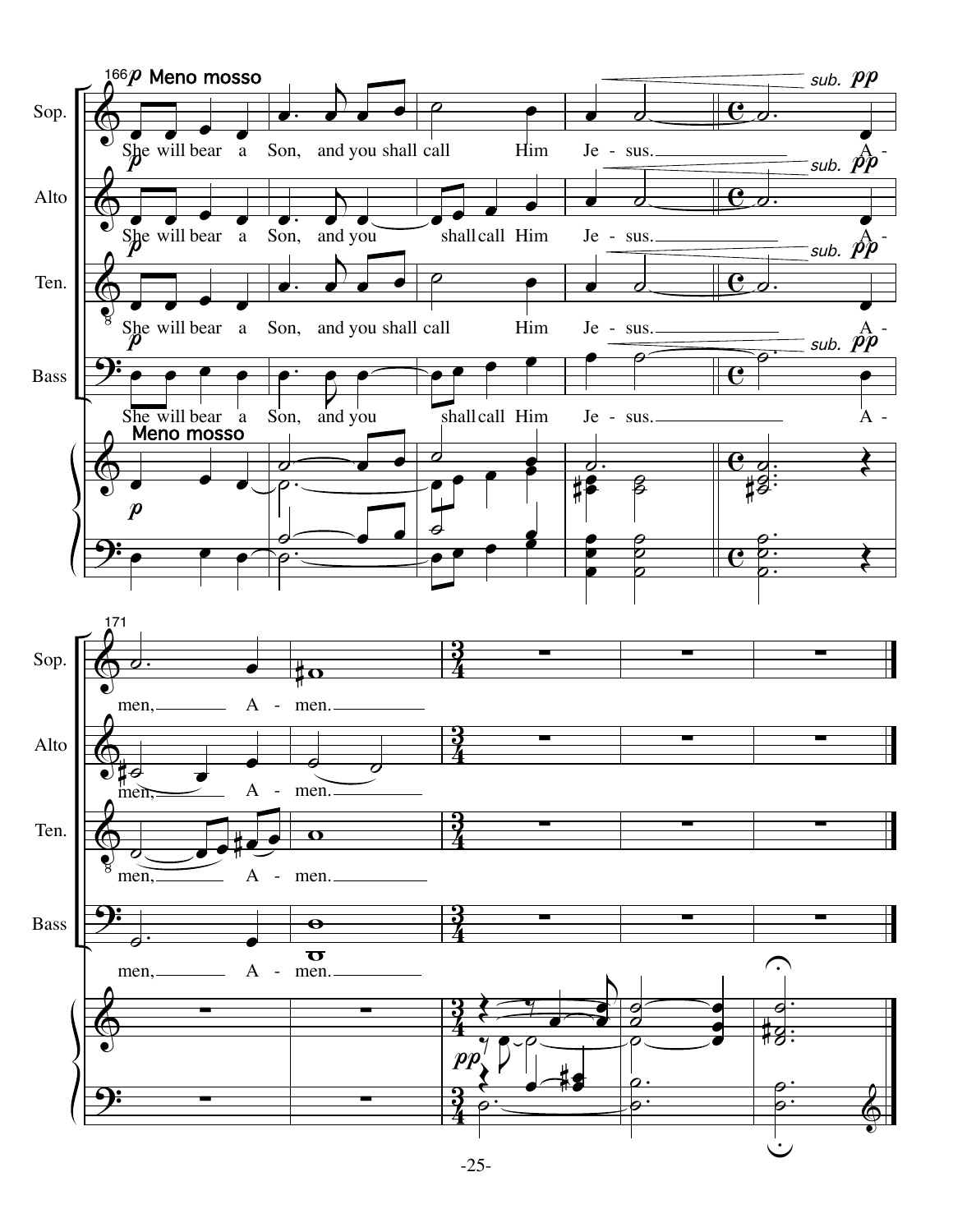166 *p* Meno mosso

Sop. — She will bear a Son, and you shall call Him Je - sus. A - men, A - men.

Alto — She will bear a Son, and you shall call Him Je - sus. A - men, A - men.

Ten. — She will bear a Son, and you shall call Him Je - sus. A - men, A - men.

Bass — She will bear a Son, and you shall call Him Je - sus. A - men, A - men.

*sub.* *pp*

Meno mosso

*p*

171

*pp*